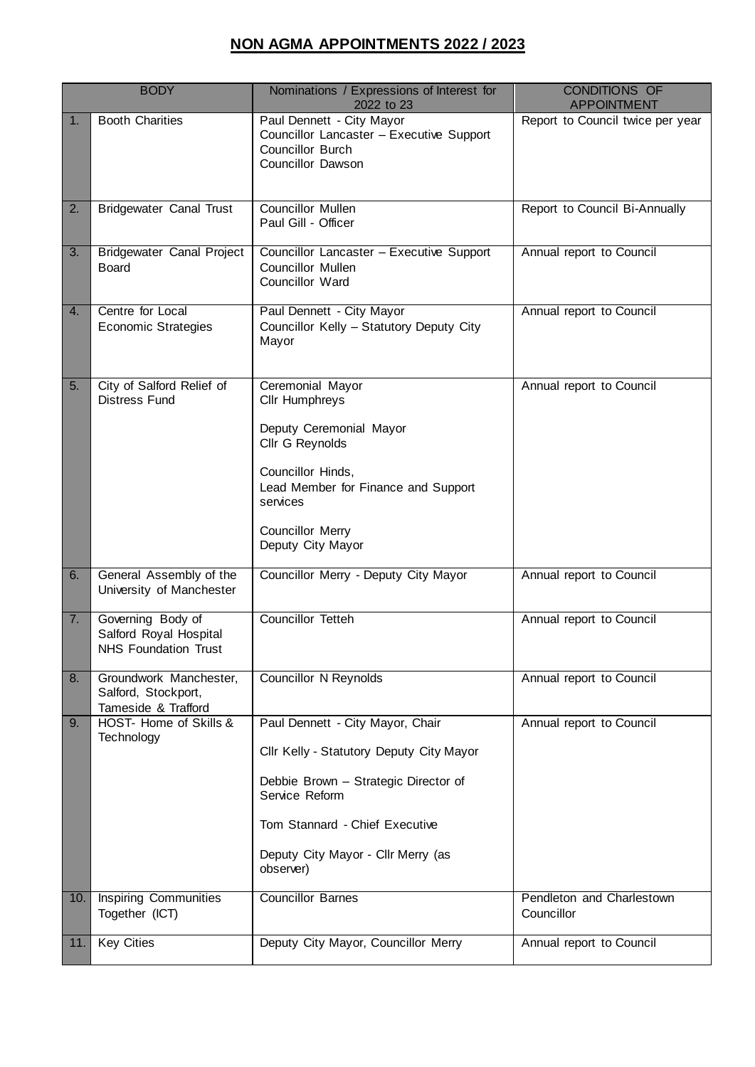# NON AGMA APPOINTMENTS 2022 / 2023

| | BODY | Nominations / Expressions of Interest for 2022 to 23 | CONDITIONS OF APPOINTMENT |
|---|---|---|---|
| 1. | Booth Charities | Paul Dennett - City Mayor<br>Councillor Lancaster – Executive Support<br>Councillor Burch<br>Councillor Dawson | Report to Council twice per year |
| 2. | Bridgewater Canal Trust | Councillor Mullen<br>Paul Gill - Officer | Report to Council Bi-Annually |
| 3. | Bridgewater Canal Project Board | Councillor Lancaster – Executive Support<br>Councillor Mullen<br>Councillor Ward | Annual report to Council |
| 4. | Centre for Local Economic Strategies | Paul Dennett - City Mayor<br>Councillor Kelly – Statutory Deputy City Mayor | Annual report to Council |
| 5. | City of Salford Relief of Distress Fund | Ceremonial Mayor<br>Cllr Humphreys<br><br>Deputy Ceremonial Mayor<br>Cllr G Reynolds<br><br>Councillor Hinds,<br>Lead Member for Finance and Support services<br><br>Councillor Merry<br>Deputy City Mayor | Annual report to Council |
| 6. | General Assembly of the University of Manchester | Councillor Merry - Deputy City Mayor | Annual report to Council |
| 7. | Governing Body of Salford Royal Hospital NHS Foundation Trust | Councillor Tetteh | Annual report to Council |
| 8. | Groundwork Manchester, Salford, Stockport, Tameside & Trafford | Councillor N Reynolds | Annual report to Council |
| 9. | HOST- Home of Skills & Technology | Paul Dennett - City Mayor, Chair<br><br>Cllr Kelly - Statutory Deputy City Mayor<br><br>Debbie Brown – Strategic Director of Service Reform<br><br>Tom Stannard - Chief Executive<br><br>Deputy City Mayor - Cllr Merry (as observer) | Annual report to Council |
| 10. | Inspiring Communities Together (ICT) | Councillor Barnes | Pendleton and Charlestown Councillor |
| 11. | Key Cities | Deputy City Mayor, Councillor Merry | Annual report to Council |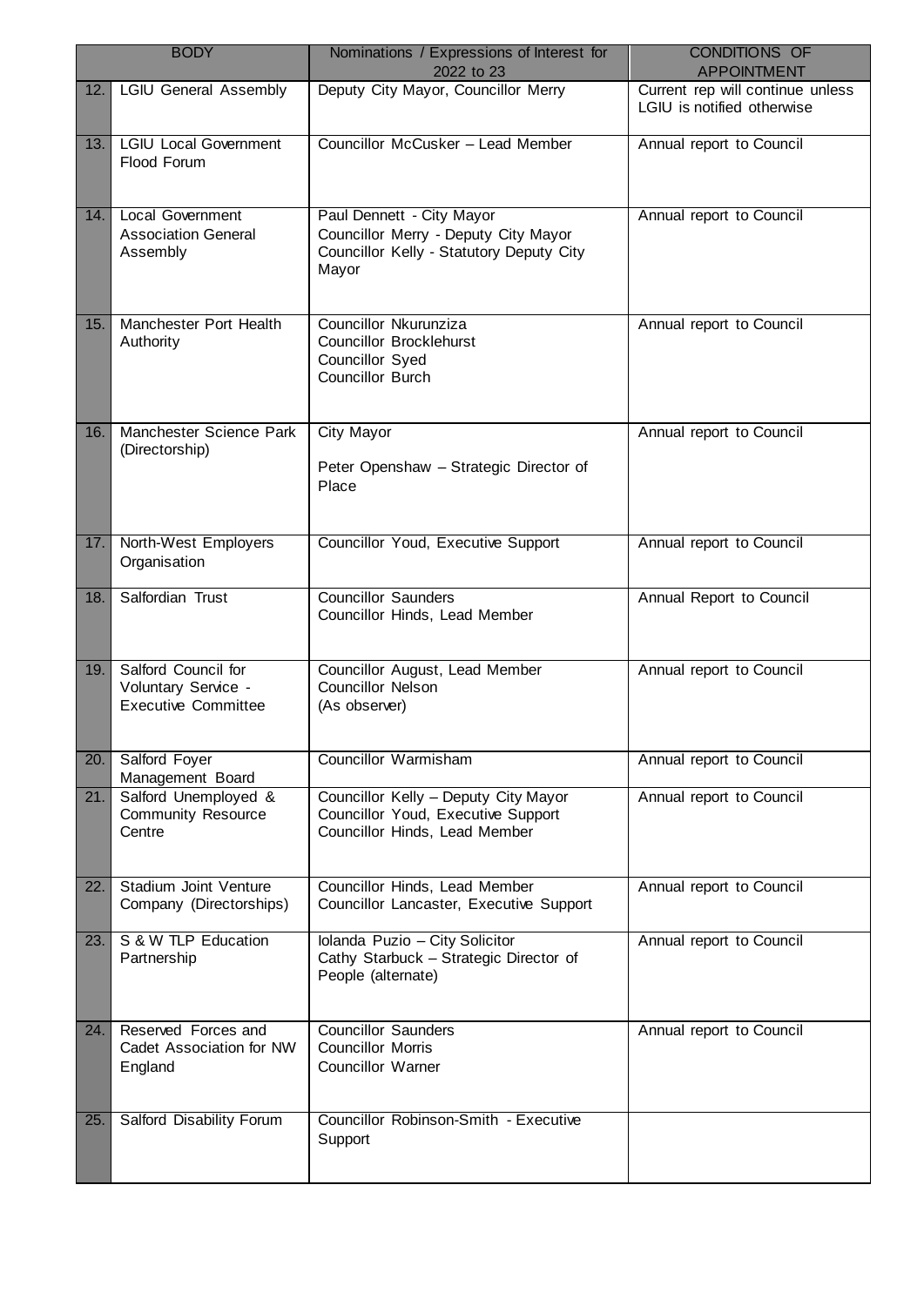| | BODY | Nominations / Expressions of Interest for 2022 to 23 | CONDITIONS OF APPOINTMENT |
|---|---|---|---|
| 12. | LGIU General Assembly | Deputy City Mayor, Councillor Merry | Current rep will continue unless LGIU is notified otherwise |
| 13. | LGIU Local Government Flood Forum | Councillor McCusker – Lead Member | Annual report to Council |
| 14. | Local Government Association General Assembly | Paul Dennett - City Mayor<br>Councillor Merry - Deputy City Mayor<br>Councillor Kelly - Statutory Deputy City Mayor | Annual report to Council |
| 15. | Manchester Port Health Authority | Councillor Nkurunziza<br>Councillor Brocklehurst<br>Councillor Syed<br>Councillor Burch | Annual report to Council |
| 16. | Manchester Science Park (Directorship) | City Mayor<br><br>Peter Openshaw – Strategic Director of Place | Annual report to Council |
| 17. | North-West Employers Organisation | Councillor Youd, Executive Support | Annual report to Council |
| 18. | Salfordian Trust | Councillor Saunders<br>Councillor Hinds, Lead Member | Annual Report to Council |
| 19. | Salford Council for Voluntary Service - Executive Committee | Councillor August, Lead Member<br>Councillor Nelson<br>(As observer) | Annual report to Council |
| 20. | Salford Foyer Management Board | Councillor Warmisham | Annual report to Council |
| 21. | Salford Unemployed & Community Resource Centre | Councillor Kelly – Deputy City Mayor<br>Councillor Youd, Executive Support<br>Councillor Hinds, Lead Member | Annual report to Council |
| 22. | Stadium Joint Venture Company (Directorships) | Councillor Hinds, Lead Member<br>Councillor Lancaster, Executive Support | Annual report to Council |
| 23. | S & W TLP Education Partnership | Iolanda Puzio – City Solicitor<br>Cathy Starbuck – Strategic Director of People (alternate) | Annual report to Council |
| 24. | Reserved Forces and Cadet Association for NW England | Councillor Saunders<br>Councillor Morris<br>Councillor Warner | Annual report to Council |
| 25. | Salford Disability Forum | Councillor Robinson-Smith - Executive Support | |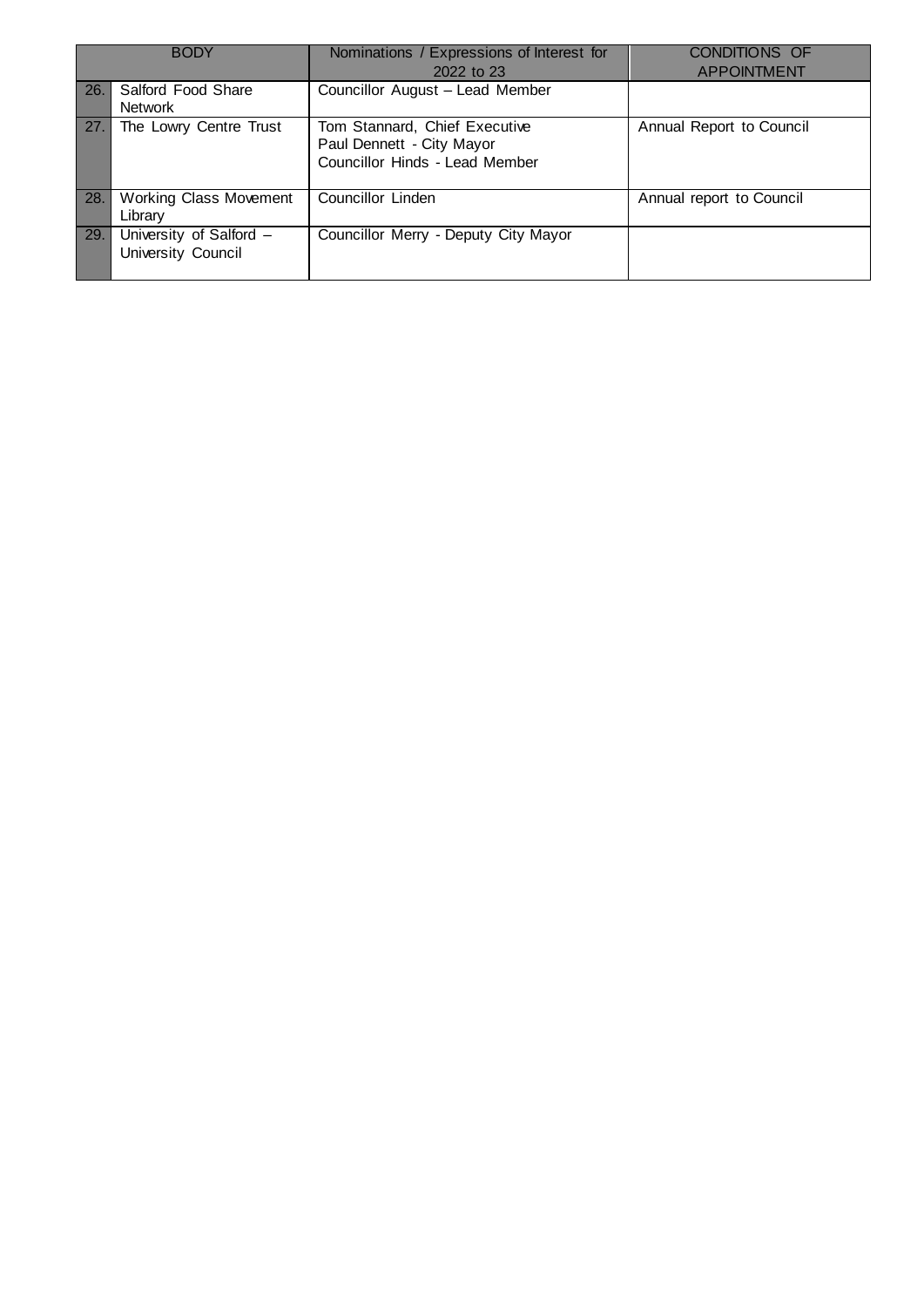| | BODY | Nominations / Expressions of Interest for 2022 to 23 | CONDITIONS OF APPOINTMENT |
|---|---|---|---|
| 26. | Salford Food Share Network | Councillor August – Lead Member | |
| 27. | The Lowry Centre Trust | Tom Stannard, Chief Executive<br>Paul Dennett - City Mayor<br>Councillor Hinds - Lead Member | Annual Report to Council |
| 28. | Working Class Movement Library | Councillor Linden | Annual report to Council |
| 29. | University of Salford – University Council | Councillor Merry - Deputy City Mayor | |